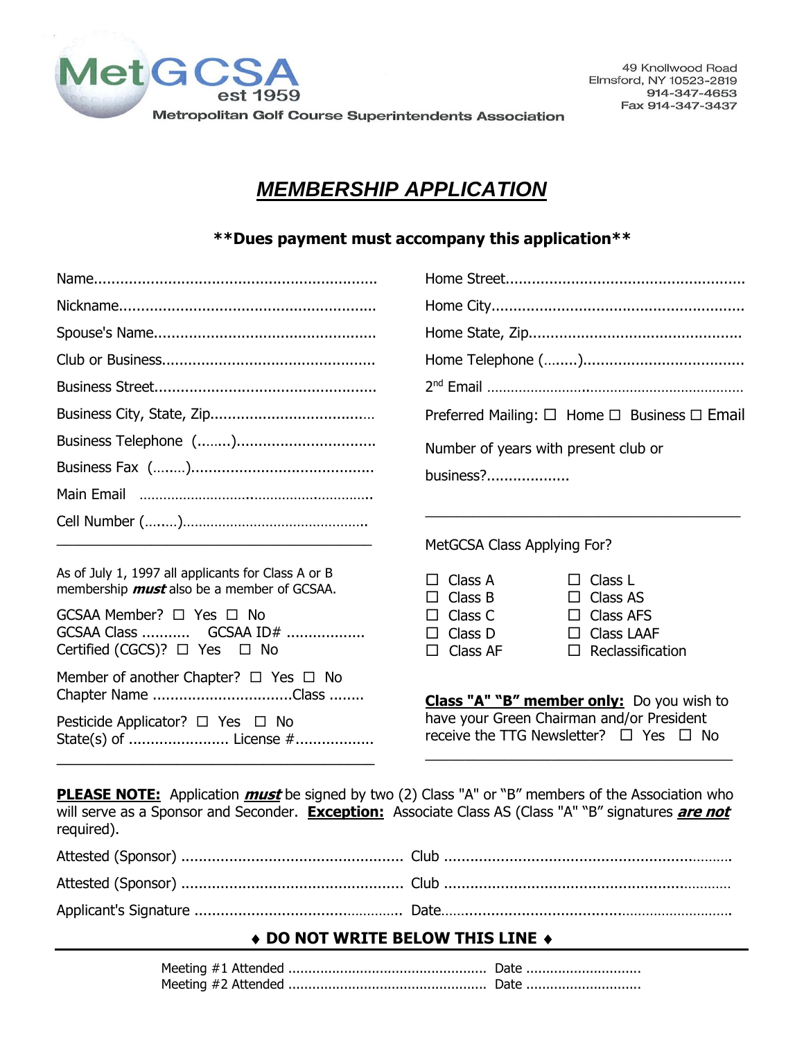MetGCSA est 1959

Metropolitan Golf Course Superintendents Association

49 Knollwood Road
Elmsford, NY 10523-2819
914-347-4653
Fax 914-347-3437

# *MEMBERSHIP APPLICATION*

**\*\*Dues payment must accompany this application\*\***

Name................................................................

Nickname..........................................................

Spouse's Name..................................................

Club or Business................................................

Business Street..................................................

Business City, State, Zip.....................................

Business Telephone (........)...............................

Business Fax (........)..........................................

Main Email .........................................................

Cell Number (........)..............................................

---

As of July 1, 1997 all applicants for Class A or B membership ***must*** also be a member of GCSAA.

GCSAA Member? ☐ Yes ☐ No
GCSAA Class ........... GCSAA ID# ..................
Certified (CGCS)? ☐ Yes ☐ No

Member of another Chapter? ☐ Yes ☐ No
Chapter Name ................................Class ........

Pesticide Applicator? ☐ Yes ☐ No
State(s) of ...................... License #..................

---

Home Street.....................................................

Home City........................................................

Home State, Zip................................................

Home Telephone (........)...................................

2nd Email ................................................................

Preferred Mailing: ☐ Home ☐ Business ☐ Email

Number of years with present club or business?..................

---

MetGCSA Class Applying For?

☐ Class A
☐ Class B
☐ Class C
☐ Class D
☐ Class AF
☐ Class L
☐ Class AS
☐ Class AFS
☐ Class LAAF
☐ Reclassification

**Class "A" "B" member only:** Do you wish to have your Green Chairman and/or President receive the TTG Newsletter? ☐ Yes ☐ No

---

**PLEASE NOTE:** Application ***must*** be signed by two (2) Class "A" or "B" members of the Association who will serve as a Sponsor and Seconder. **Exception:** Associate Class AS (Class "A" "B" signatures ***are not*** required).

Attested (Sponsor) .................................................. Club ..................................................................

Attested (Sponsor) .................................................. Club ..................................................................

Applicant's Signature ................................................ Date....................................................................

**♦ DO NOT WRITE BELOW THIS LINE ♦**

---

Meeting #1 Attended ................................................ Date ............................
Meeting #2 Attended ................................................ Date ............................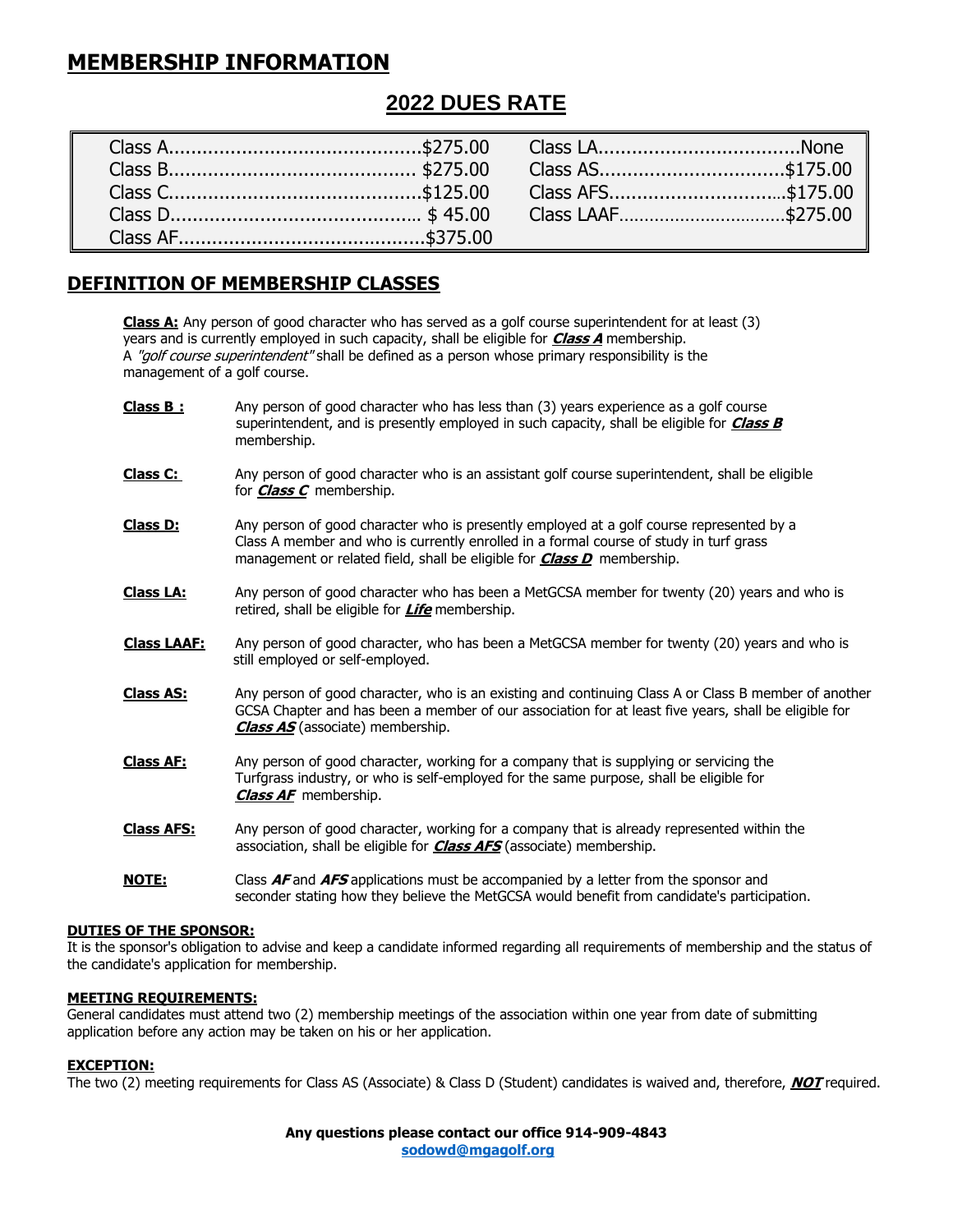# MEMBERSHIP INFORMATION

## 2022 DUES RATE

| | | | |
|---|---|---|---|
| Class A | $275.00 | Class LA | None |
| Class B | $275.00 | Class AS | $175.00 |
| Class C | $125.00 | Class AFS | $175.00 |
| Class D | $ 45.00 | Class LAAF | $275.00 |
| Class AF | $375.00 | | |

## DEFINITION OF MEMBERSHIP CLASSES

**Class A:** Any person of good character who has served as a golf course superintendent for at least (3) years and is currently employed in such capacity, shall be eligible for ***Class A*** membership. A *"golf course superintendent"* shall be defined as a person whose primary responsibility is the management of a golf course.

**Class B :** Any person of good character who has less than (3) years experience as a golf course superintendent, and is presently employed in such capacity, shall be eligible for ***Class B*** membership.

**Class C:** Any person of good character who is an assistant golf course superintendent, shall be eligible for ***Class C*** membership.

**Class D:** Any person of good character who is presently employed at a golf course represented by a Class A member and who is currently enrolled in a formal course of study in turf grass management or related field, shall be eligible for ***Class D*** membership.

**Class LA:** Any person of good character who has been a MetGCSA member for twenty (20) years and who is retired, shall be eligible for ***Life*** membership.

**Class LAAF:** Any person of good character, who has been a MetGCSA member for twenty (20) years and who is still employed or self-employed.

**Class AS:** Any person of good character, who is an existing and continuing Class A or Class B member of another GCSA Chapter and has been a member of our association for at least five years, shall be eligible for ***Class AS*** (associate) membership.

**Class AF:** Any person of good character, working for a company that is supplying or servicing the Turfgrass industry, or who is self-employed for the same purpose, shall be eligible for ***Class AF*** membership.

**Class AFS:** Any person of good character, working for a company that is already represented within the association, shall be eligible for ***Class AFS*** (associate) membership.

**NOTE:** Class ***AF*** and ***AFS*** applications must be accompanied by a letter from the sponsor and seconder stating how they believe the MetGCSA would benefit from candidate's participation.

**DUTIES OF THE SPONSOR:**
It is the sponsor's obligation to advise and keep a candidate informed regarding all requirements of membership and the status of the candidate's application for membership.

**MEETING REQUIREMENTS:**
General candidates must attend two (2) membership meetings of the association within one year from date of submitting application before any action may be taken on his or her application.

**EXCEPTION:**
The two (2) meeting requirements for Class AS (Associate) & Class D (Student) candidates is waived and, therefore, ***NOT*** required.

**Any questions please contact our office 914-909-4843**
**sodowd@mgagolf.org**